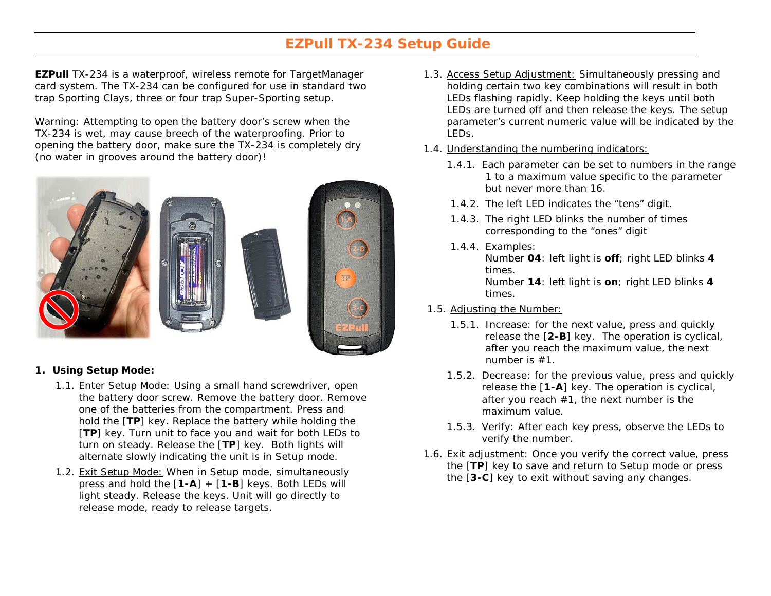# EZPull TX-234 Setup Guide

**EZPull** TX-234 is a waterproof, wireless remote for TargetManager card system. The TX-234 can be configured for use in standard two trap Sporting Clays, three or four trap Super-Sporting setup.

Warning: Attempting to open the battery door's screw when the TX-234 is wet, may cause breech of the waterproofing. Prior to opening the battery door, make sure the TX-234 is completely dry (no water in grooves around the battery door)!

1. **Using Setup Mode:**
   - 1.1. Enter Setup Mode: Using a small hand screwdriver, open the battery door screw. Remove the battery door. Remove one of the batteries from the compartment. Press and hold the [**TP**] key. Replace the battery while holding the [**TP**] key. Turn unit to face you and wait for both LEDs to turn on steady. Release the [**TP**] key. Both lights will alternate slowly indicating the unit is in Setup mode.
   - 1.2. Exit Setup Mode: When in Setup mode, simultaneously press and hold the [**1-A**] + [**1-B**] keys. Both LEDs will light steady. Release the keys. Unit will go directly to release mode, ready to release targets.
   - 1.3. Access Setup Adjustment: Simultaneously pressing and holding certain two key combinations will result in both LEDs flashing rapidly. Keep holding the keys until both LEDs are turned off and then release the keys. The setup parameter's current numeric value will be indicated by the LEDs.
   - 1.4. Understanding the numbering indicators:
     - 1.4.1. Each parameter can be set to numbers in the range 1 to a maximum value specific to the parameter but never more than 16.
     - 1.4.2. The left LED indicates the "tens" digit.
     - 1.4.3. The right LED blinks the number of times corresponding to the "ones" digit
     - 1.4.4. Examples:
       Number **04**: left light is **off**; right LED blinks **4** times.
       Number **14**: left light is **on**; right LED blinks **4** times.
   - 1.5. Adjusting the Number:
     - 1.5.1. Increase: for the next value, press and quickly release the [**2-B**] key. The operation is cyclical, after you reach the maximum value, the next number is #1.
     - 1.5.2. Decrease: for the previous value, press and quickly release the [**1-A**] key. The operation is cyclical, after you reach #1, the next number is the maximum value.
     - 1.5.3. Verify: After each key press, observe the LEDs to verify the number.
   - 1.6. Exit adjustment: Once you verify the correct value, press the [**TP**] key to save and return to Setup mode or press the [**3-C**] key to exit without saving any changes.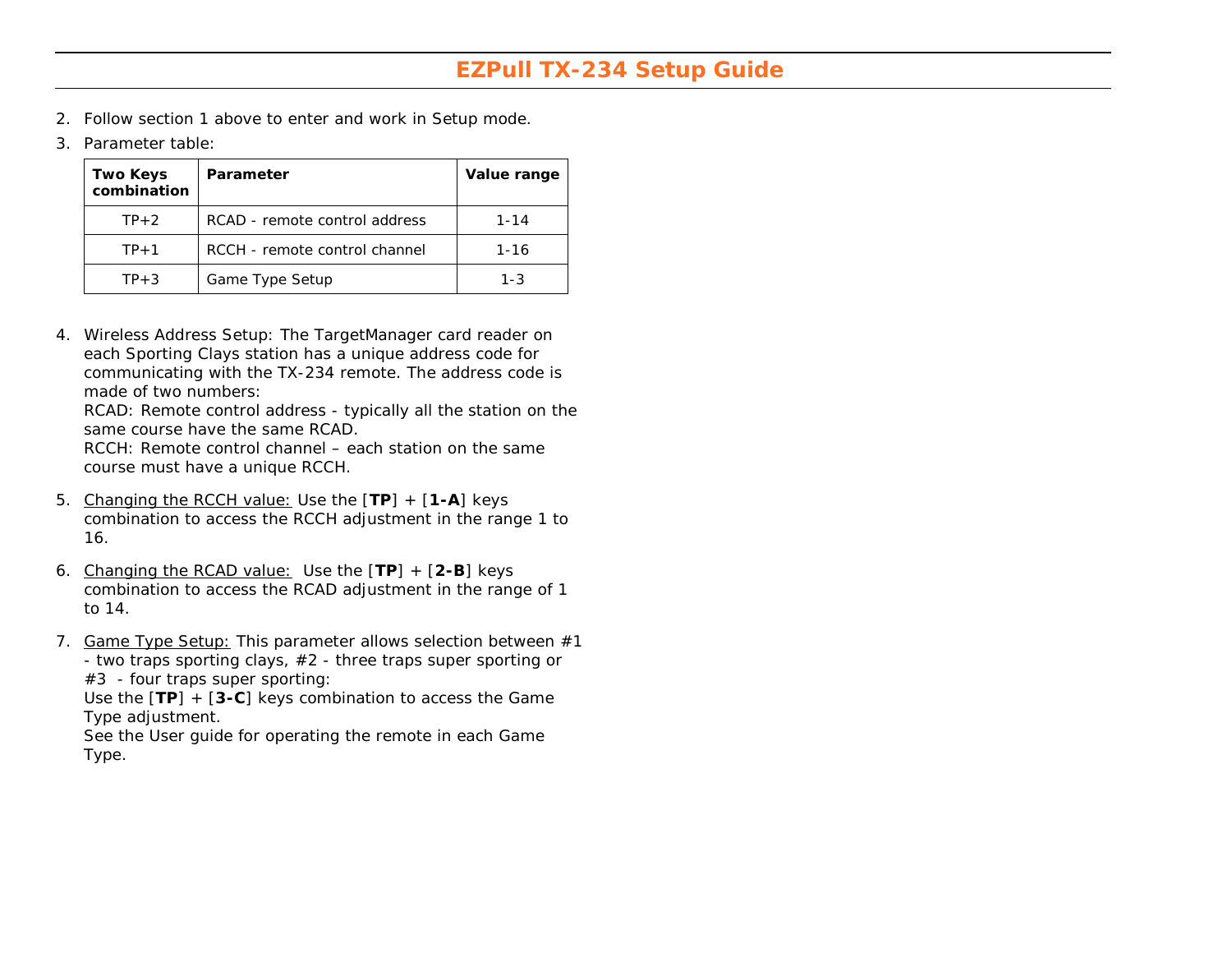2. Follow section 1 above to enter and work in Setup mode.
3. Parameter table:

| Two Keys combination | Parameter | Value range |
|---|---|---|
| TP+2 | RCAD - remote control address | 1-14 |
| TP+1 | RCCH - remote control channel | 1-16 |
| TP+3 | Game Type Setup | 1-3 |

4. Wireless Address Setup: The TargetManager card reader on each Sporting Clays station has a unique address code for communicating with the TX-234 remote. The address code is made of two numbers:
   RCAD: Remote control address - typically all the station on the same course have the same RCAD.
   RCCH: Remote control channel – each station on the same course must have a unique RCCH.

5. <u>Changing the RCCH value:</u> Use the [**TP**] + [**1-A**] keys combination to access the RCCH adjustment in the range 1 to 16.

6. <u>Changing the RCAD value:</u> Use the [**TP**] + [**2-B**] keys combination to access the RCAD adjustment in the range of 1 to 14.

7. <u>Game Type Setup:</u> This parameter allows selection between #1 - two traps sporting clays, #2 - three traps super sporting or #3 - four traps super sporting:
   Use the [**TP**] + [**3-C**] keys combination to access the Game Type adjustment.
   See the User guide for operating the remote in each Game Type.